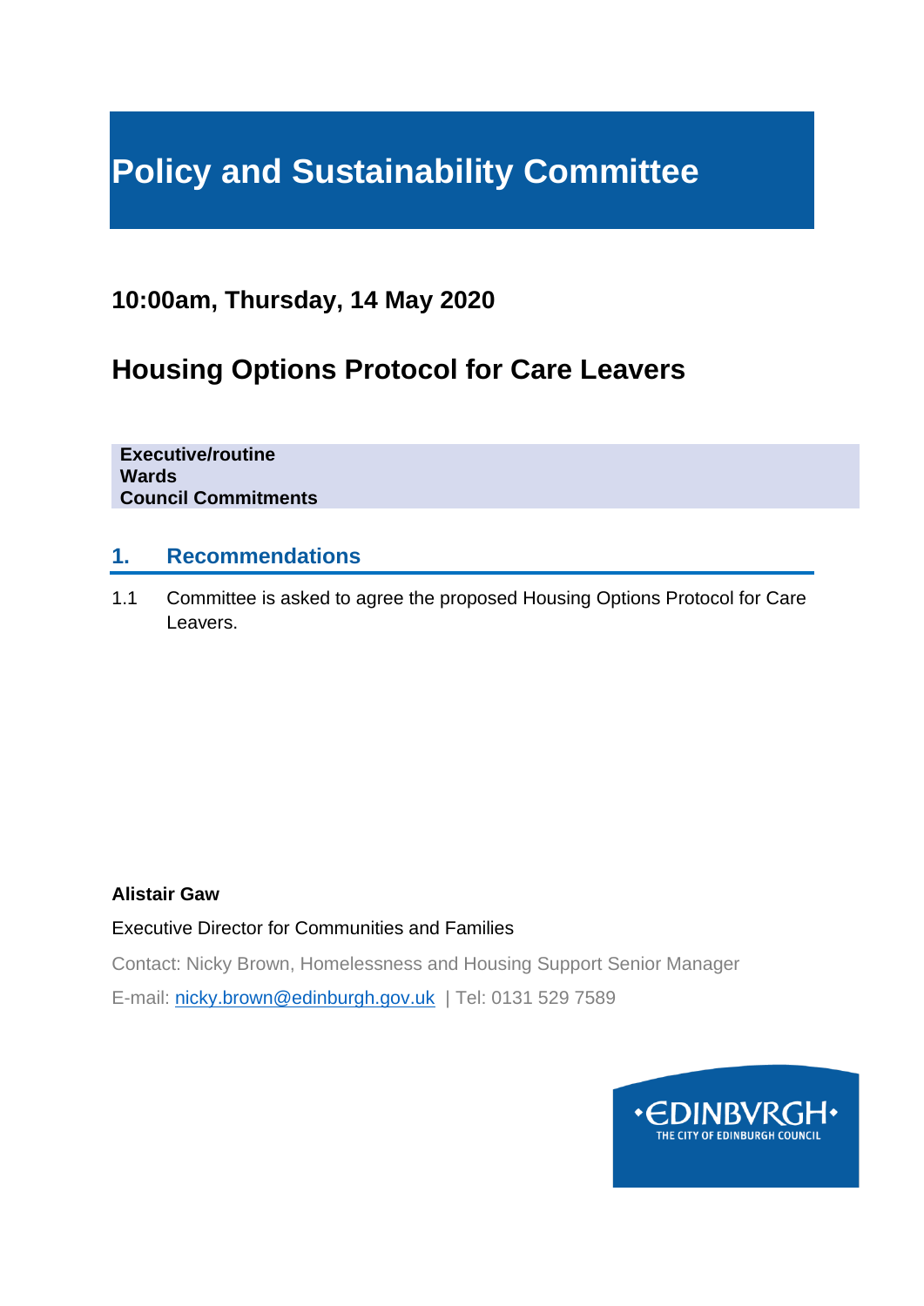# Policy and Sustainability Committee

## 10:00am, Thursday, 14 May 2020

## Housing Options Protocol for Care Leavers

**Executive/routine**
**Wards**
**Council Commitments**

## 1. Recommendations

1.1 Committee is asked to agree the proposed Housing Options Protocol for Care Leavers.

**Alistair Gaw**

Executive Director for Communities and Families

Contact: Nicky Brown, Homelessness and Housing Support Senior Manager

E-mail: nicky.brown@edinburgh.gov.uk | Tel: 0131 529 7589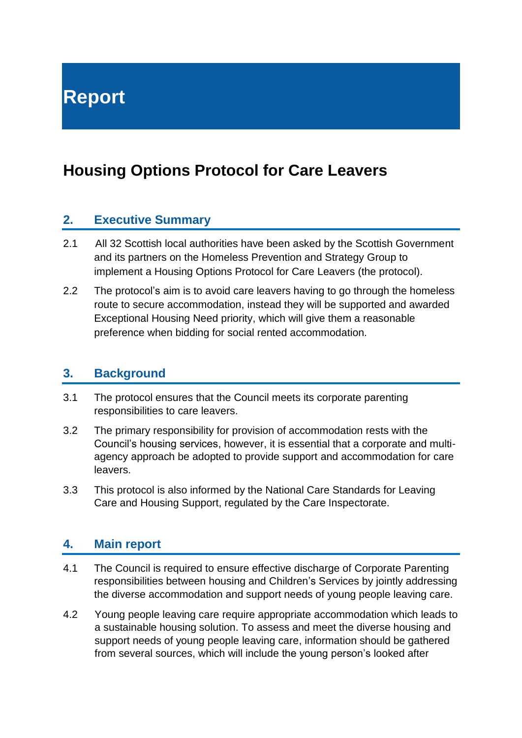# Report

# Housing Options Protocol for Care Leavers

## 2. Executive Summary

2.1 All 32 Scottish local authorities have been asked by the Scottish Government and its partners on the Homeless Prevention and Strategy Group to implement a Housing Options Protocol for Care Leavers (the protocol).

2.2 The protocol's aim is to avoid care leavers having to go through the homeless route to secure accommodation, instead they will be supported and awarded Exceptional Housing Need priority, which will give them a reasonable preference when bidding for social rented accommodation.

## 3. Background

3.1 The protocol ensures that the Council meets its corporate parenting responsibilities to care leavers.

3.2 The primary responsibility for provision of accommodation rests with the Council's housing services, however, it is essential that a corporate and multi-agency approach be adopted to provide support and accommodation for care leavers.

3.3 This protocol is also informed by the National Care Standards for Leaving Care and Housing Support, regulated by the Care Inspectorate.

## 4. Main report

4.1 The Council is required to ensure effective discharge of Corporate Parenting responsibilities between housing and Children's Services by jointly addressing the diverse accommodation and support needs of young people leaving care.

4.2 Young people leaving care require appropriate accommodation which leads to a sustainable housing solution. To assess and meet the diverse housing and support needs of young people leaving care, information should be gathered from several sources, which will include the young person's looked after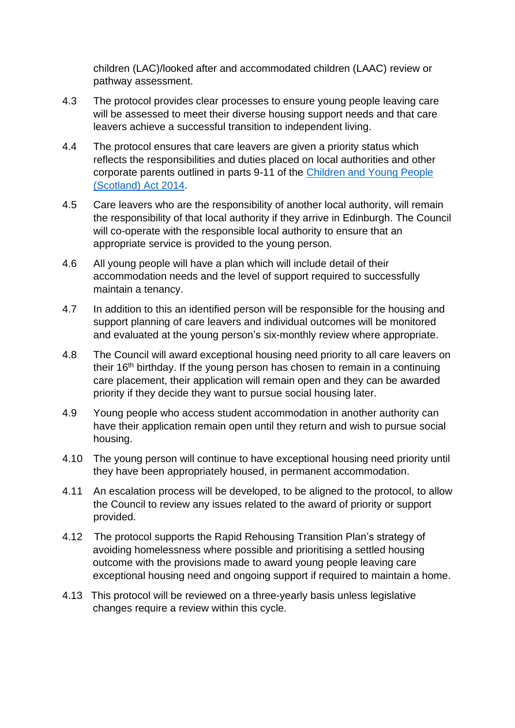children (LAC)/looked after and accommodated children (LAAC) review or pathway assessment.

4.3 The protocol provides clear processes to ensure young people leaving care will be assessed to meet their diverse housing support needs and that care leavers achieve a successful transition to independent living.

4.4 The protocol ensures that care leavers are given a priority status which reflects the responsibilities and duties placed on local authorities and other corporate parents outlined in parts 9-11 of the [Children and Young People (Scotland) Act 2014](#).

4.5 Care leavers who are the responsibility of another local authority, will remain the responsibility of that local authority if they arrive in Edinburgh. The Council will co-operate with the responsible local authority to ensure that an appropriate service is provided to the young person.

4.6 All young people will have a plan which will include detail of their accommodation needs and the level of support required to successfully maintain a tenancy.

4.7 In addition to this an identified person will be responsible for the housing and support planning of care leavers and individual outcomes will be monitored and evaluated at the young person's six-monthly review where appropriate.

4.8 The Council will award exceptional housing need priority to all care leavers on their 16th birthday. If the young person has chosen to remain in a continuing care placement, their application will remain open and they can be awarded priority if they decide they want to pursue social housing later.

4.9 Young people who access student accommodation in another authority can have their application remain open until they return and wish to pursue social housing.

4.10 The young person will continue to have exceptional housing need priority until they have been appropriately housed, in permanent accommodation.

4.11 An escalation process will be developed, to be aligned to the protocol, to allow the Council to review any issues related to the award of priority or support provided.

4.12 The protocol supports the Rapid Rehousing Transition Plan's strategy of avoiding homelessness where possible and prioritising a settled housing outcome with the provisions made to award young people leaving care exceptional housing need and ongoing support if required to maintain a home.

4.13 This protocol will be reviewed on a three-yearly basis unless legislative changes require a review within this cycle.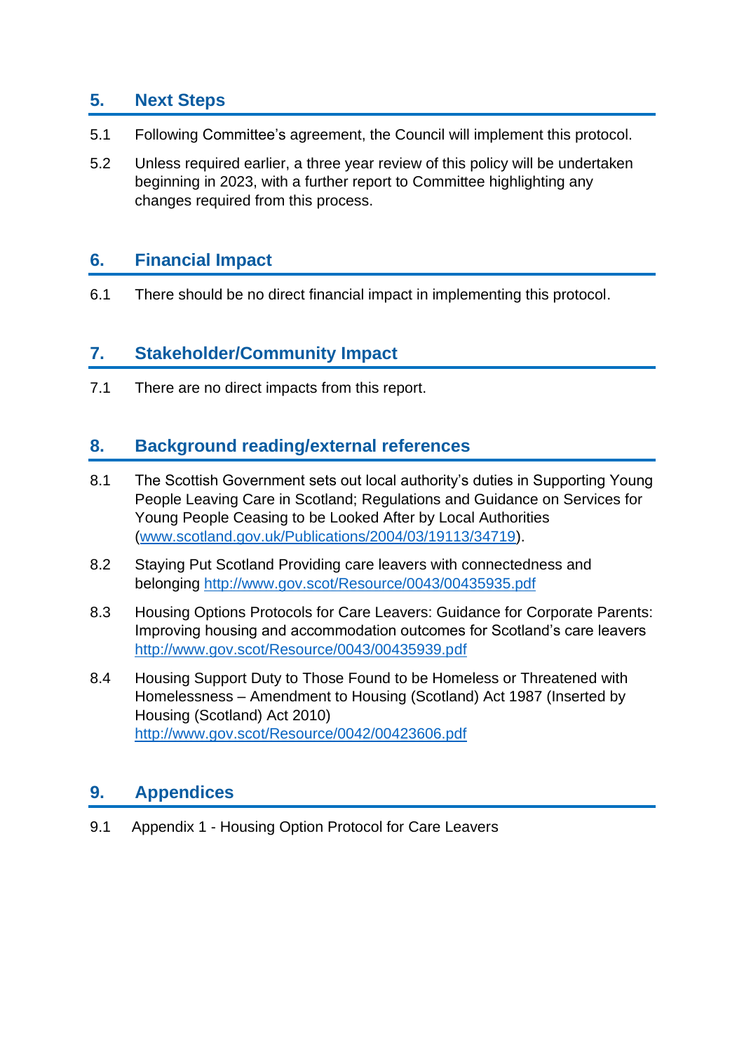## 5. Next Steps

5.1 Following Committee's agreement, the Council will implement this protocol.

5.2 Unless required earlier, a three year review of this policy will be undertaken beginning in 2023, with a further report to Committee highlighting any changes required from this process.

## 6. Financial Impact

6.1 There should be no direct financial impact in implementing this protocol.

## 7. Stakeholder/Community Impact

7.1 There are no direct impacts from this report.

## 8. Background reading/external references

8.1 The Scottish Government sets out local authority's duties in Supporting Young People Leaving Care in Scotland; Regulations and Guidance on Services for Young People Ceasing to be Looked After by Local Authorities (www.scotland.gov.uk/Publications/2004/03/19113/34719).

8.2 Staying Put Scotland Providing care leavers with connectedness and belonging http://www.gov.scot/Resource/0043/00435935.pdf

8.3 Housing Options Protocols for Care Leavers: Guidance for Corporate Parents: Improving housing and accommodation outcomes for Scotland's care leavers http://www.gov.scot/Resource/0043/00435939.pdf

8.4 Housing Support Duty to Those Found to be Homeless or Threatened with Homelessness – Amendment to Housing (Scotland) Act 1987 (Inserted by Housing (Scotland) Act 2010) http://www.gov.scot/Resource/0042/00423606.pdf

## 9. Appendices

9.1 Appendix 1 - Housing Option Protocol for Care Leavers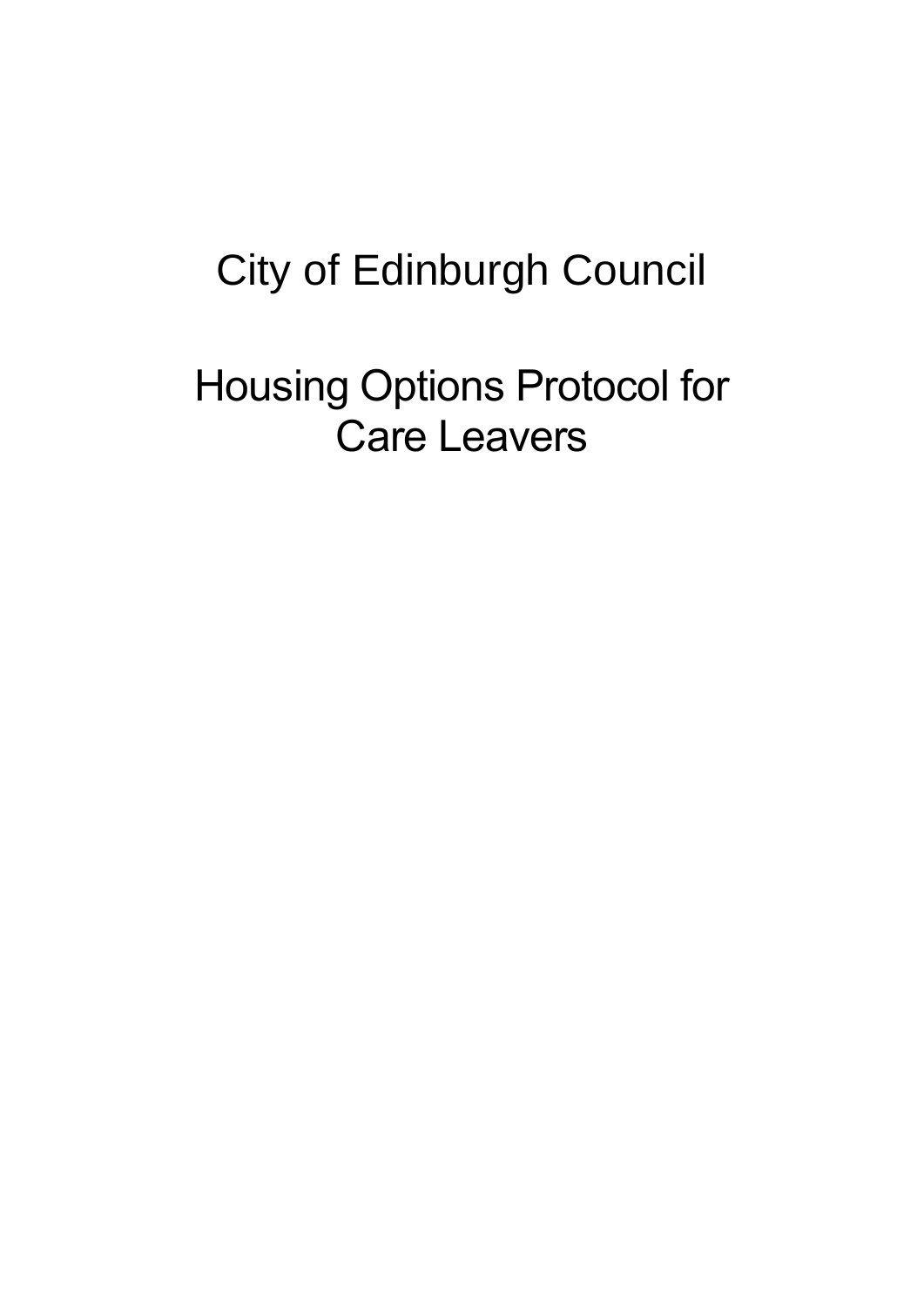# City of Edinburgh Council

# Housing Options Protocol for Care Leavers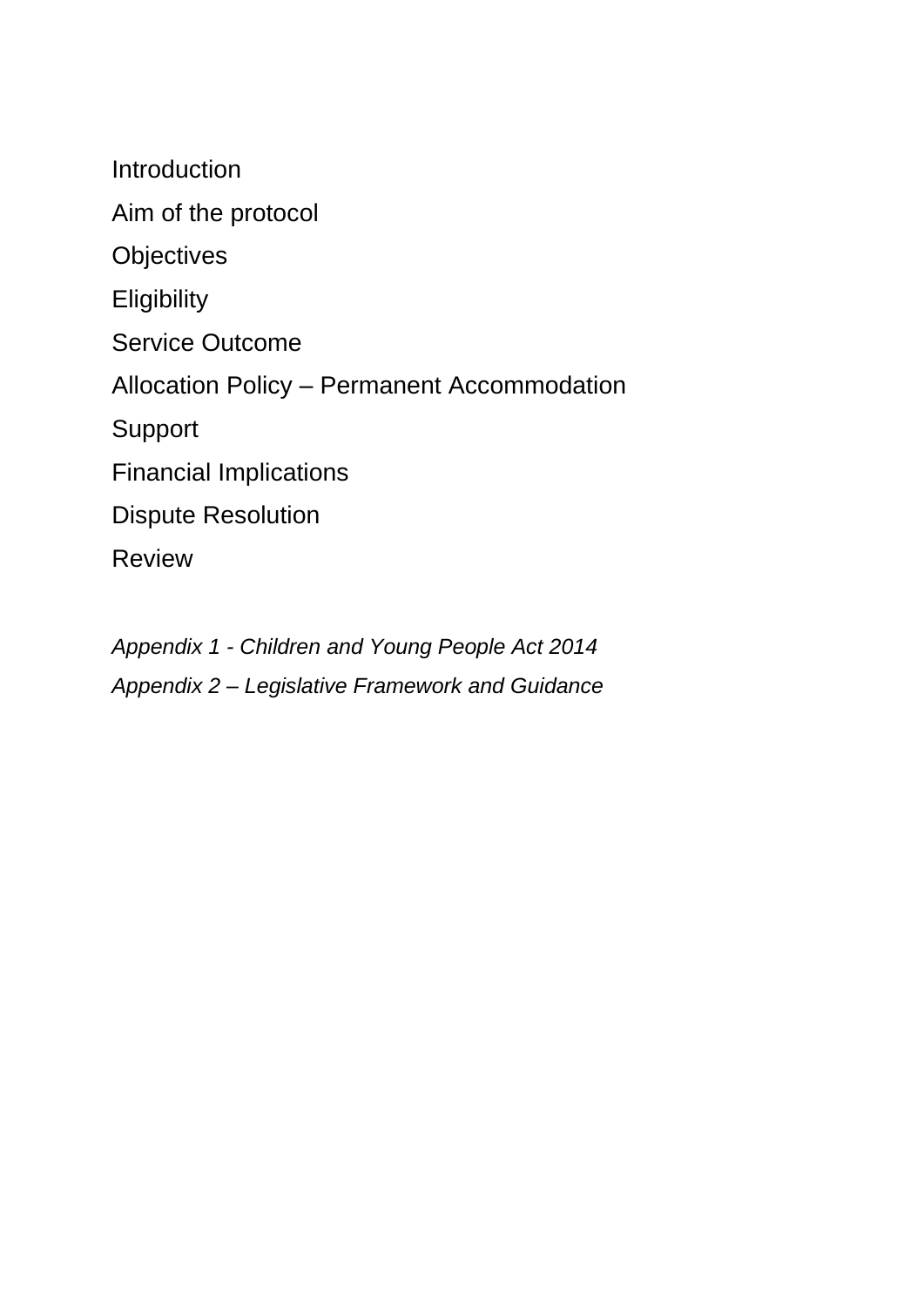Introduction

Aim of the protocol

Objectives

Eligibility

Service Outcome

Allocation Policy – Permanent Accommodation

Support

Financial Implications

Dispute Resolution

Review

*Appendix 1 - Children and Young People Act 2014*

*Appendix 2 – Legislative Framework and Guidance*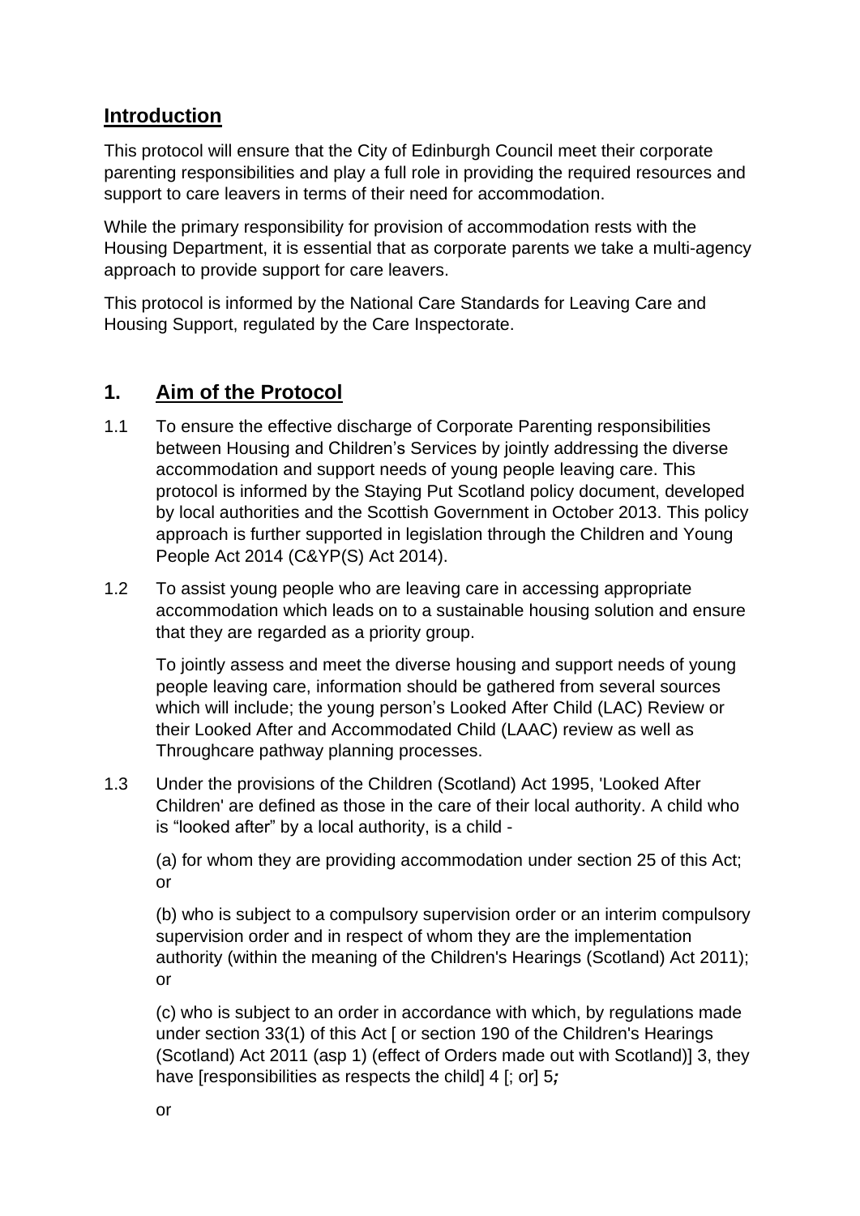## Introduction

This protocol will ensure that the City of Edinburgh Council meet their corporate parenting responsibilities and play a full role in providing the required resources and support to care leavers in terms of their need for accommodation.

While the primary responsibility for provision of accommodation rests with the Housing Department, it is essential that as corporate parents we take a multi-agency approach to provide support for care leavers.

This protocol is informed by the National Care Standards for Leaving Care and Housing Support, regulated by the Care Inspectorate.

## 1. Aim of the Protocol

1.1 To ensure the effective discharge of Corporate Parenting responsibilities between Housing and Children's Services by jointly addressing the diverse accommodation and support needs of young people leaving care. This protocol is informed by the Staying Put Scotland policy document, developed by local authorities and the Scottish Government in October 2013. This policy approach is further supported in legislation through the Children and Young People Act 2014 (C&YP(S) Act 2014).

1.2 To assist young people who are leaving care in accessing appropriate accommodation which leads on to a sustainable housing solution and ensure that they are regarded as a priority group.

To jointly assess and meet the diverse housing and support needs of young people leaving care, information should be gathered from several sources which will include; the young person's Looked After Child (LAC) Review or their Looked After and Accommodated Child (LAAC) review as well as Throughcare pathway planning processes.

1.3 Under the provisions of the Children (Scotland) Act 1995, 'Looked After Children' are defined as those in the care of their local authority. A child who is "looked after" by a local authority, is a child -

(a) for whom they are providing accommodation under section 25 of this Act; or

(b) who is subject to a compulsory supervision order or an interim compulsory supervision order and in respect of whom they are the implementation authority (within the meaning of the Children's Hearings (Scotland) Act 2011); or

(c) who is subject to an order in accordance with which, by regulations made under section 33(1) of this Act [ or section 190 of the Children's Hearings (Scotland) Act 2011 (asp 1) (effect of Orders made out with Scotland)] 3, they have [responsibilities as respects the child] 4 [; or] 5*;*

or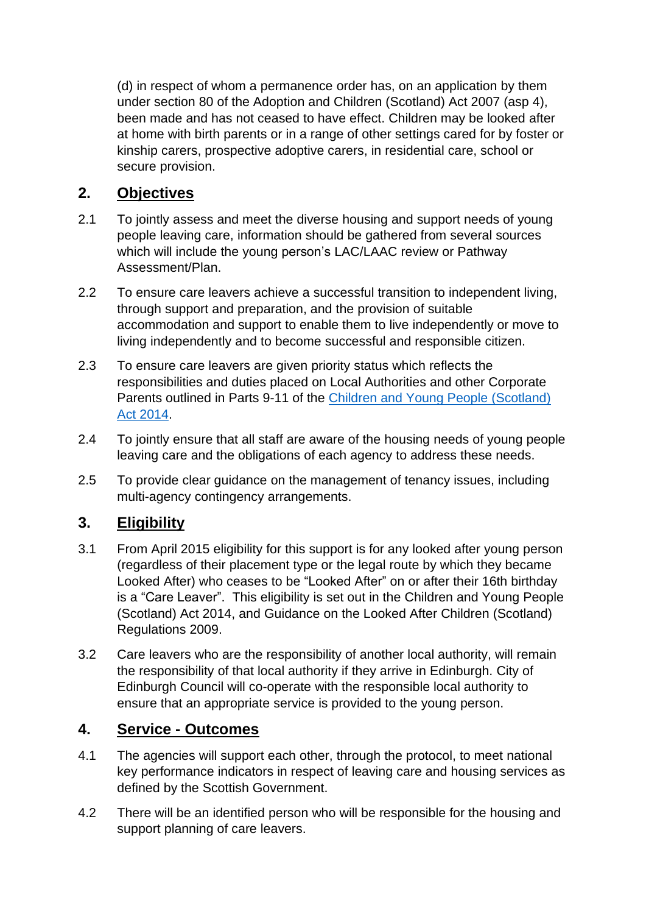(d) in respect of whom a permanence order has, on an application by them under section 80 of the Adoption and Children (Scotland) Act 2007 (asp 4), been made and has not ceased to have effect. Children may be looked after at home with birth parents or in a range of other settings cared for by foster or kinship carers, prospective adoptive carers, in residential care, school or secure provision.

## 2. Objectives

2.1 To jointly assess and meet the diverse housing and support needs of young people leaving care, information should be gathered from several sources which will include the young person's LAC/LAAC review or Pathway Assessment/Plan.

2.2 To ensure care leavers achieve a successful transition to independent living, through support and preparation, and the provision of suitable accommodation and support to enable them to live independently or move to living independently and to become successful and responsible citizen.

2.3 To ensure care leavers are given priority status which reflects the responsibilities and duties placed on Local Authorities and other Corporate Parents outlined in Parts 9-11 of the Children and Young People (Scotland) Act 2014.

2.4 To jointly ensure that all staff are aware of the housing needs of young people leaving care and the obligations of each agency to address these needs.

2.5 To provide clear guidance on the management of tenancy issues, including multi-agency contingency arrangements.

## 3. Eligibility

3.1 From April 2015 eligibility for this support is for any looked after young person (regardless of their placement type or the legal route by which they became Looked After) who ceases to be "Looked After" on or after their 16th birthday is a "Care Leaver". This eligibility is set out in the Children and Young People (Scotland) Act 2014, and Guidance on the Looked After Children (Scotland) Regulations 2009.

3.2 Care leavers who are the responsibility of another local authority, will remain the responsibility of that local authority if they arrive in Edinburgh. City of Edinburgh Council will co-operate with the responsible local authority to ensure that an appropriate service is provided to the young person.

## 4. Service - Outcomes

4.1 The agencies will support each other, through the protocol, to meet national key performance indicators in respect of leaving care and housing services as defined by the Scottish Government.

4.2 There will be an identified person who will be responsible for the housing and support planning of care leavers.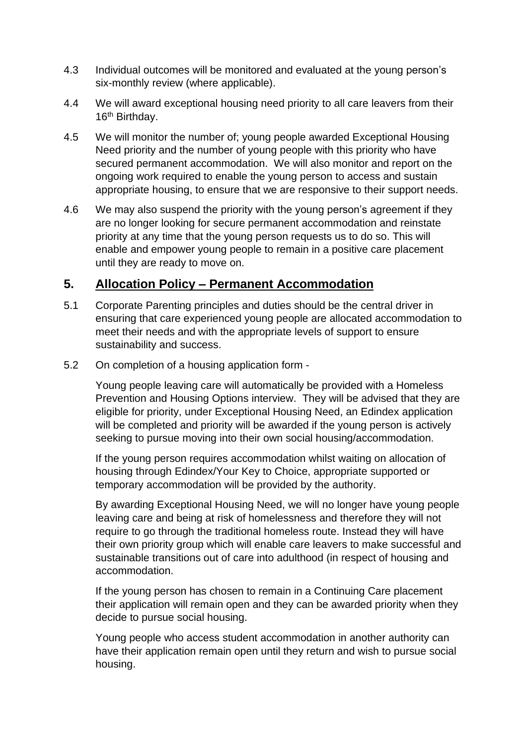4.3 Individual outcomes will be monitored and evaluated at the young person's six-monthly review (where applicable).

4.4 We will award exceptional housing need priority to all care leavers from their 16th Birthday.

4.5 We will monitor the number of; young people awarded Exceptional Housing Need priority and the number of young people with this priority who have secured permanent accommodation. We will also monitor and report on the ongoing work required to enable the young person to access and sustain appropriate housing, to ensure that we are responsive to their support needs.

4.6 We may also suspend the priority with the young person's agreement if they are no longer looking for secure permanent accommodation and reinstate priority at any time that the young person requests us to do so. This will enable and empower young people to remain in a positive care placement until they are ready to move on.

## 5. Allocation Policy – Permanent Accommodation

5.1 Corporate Parenting principles and duties should be the central driver in ensuring that care experienced young people are allocated accommodation to meet their needs and with the appropriate levels of support to ensure sustainability and success.

5.2 On completion of a housing application form -

Young people leaving care will automatically be provided with a Homeless Prevention and Housing Options interview. They will be advised that they are eligible for priority, under Exceptional Housing Need, an Edindex application will be completed and priority will be awarded if the young person is actively seeking to pursue moving into their own social housing/accommodation.

If the young person requires accommodation whilst waiting on allocation of housing through Edindex/Your Key to Choice, appropriate supported or temporary accommodation will be provided by the authority.

By awarding Exceptional Housing Need, we will no longer have young people leaving care and being at risk of homelessness and therefore they will not require to go through the traditional homeless route. Instead they will have their own priority group which will enable care leavers to make successful and sustainable transitions out of care into adulthood (in respect of housing and accommodation.

If the young person has chosen to remain in a Continuing Care placement their application will remain open and they can be awarded priority when they decide to pursue social housing.

Young people who access student accommodation in another authority can have their application remain open until they return and wish to pursue social housing.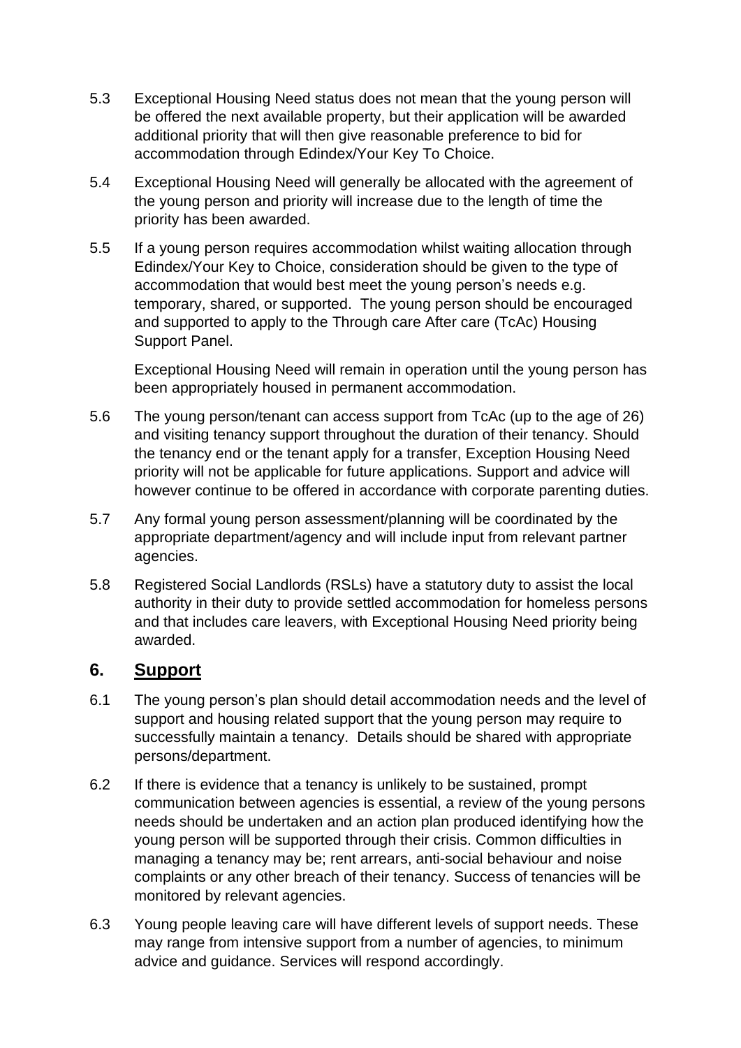5.3 Exceptional Housing Need status does not mean that the young person will be offered the next available property, but their application will be awarded additional priority that will then give reasonable preference to bid for accommodation through Edindex/Your Key To Choice.

5.4 Exceptional Housing Need will generally be allocated with the agreement of the young person and priority will increase due to the length of time the priority has been awarded.

5.5 If a young person requires accommodation whilst waiting allocation through Edindex/Your Key to Choice, consideration should be given to the type of accommodation that would best meet the young person's needs e.g. temporary, shared, or supported. The young person should be encouraged and supported to apply to the Through care After care (TcAc) Housing Support Panel.

Exceptional Housing Need will remain in operation until the young person has been appropriately housed in permanent accommodation.

5.6 The young person/tenant can access support from TcAc (up to the age of 26) and visiting tenancy support throughout the duration of their tenancy. Should the tenancy end or the tenant apply for a transfer, Exception Housing Need priority will not be applicable for future applications. Support and advice will however continue to be offered in accordance with corporate parenting duties.

5.7 Any formal young person assessment/planning will be coordinated by the appropriate department/agency and will include input from relevant partner agencies.

5.8 Registered Social Landlords (RSLs) have a statutory duty to assist the local authority in their duty to provide settled accommodation for homeless persons and that includes care leavers, with Exceptional Housing Need priority being awarded.

## 6. Support

6.1 The young person's plan should detail accommodation needs and the level of support and housing related support that the young person may require to successfully maintain a tenancy. Details should be shared with appropriate persons/department.

6.2 If there is evidence that a tenancy is unlikely to be sustained, prompt communication between agencies is essential, a review of the young persons needs should be undertaken and an action plan produced identifying how the young person will be supported through their crisis. Common difficulties in managing a tenancy may be; rent arrears, anti-social behaviour and noise complaints or any other breach of their tenancy. Success of tenancies will be monitored by relevant agencies.

6.3 Young people leaving care will have different levels of support needs. These may range from intensive support from a number of agencies, to minimum advice and guidance. Services will respond accordingly.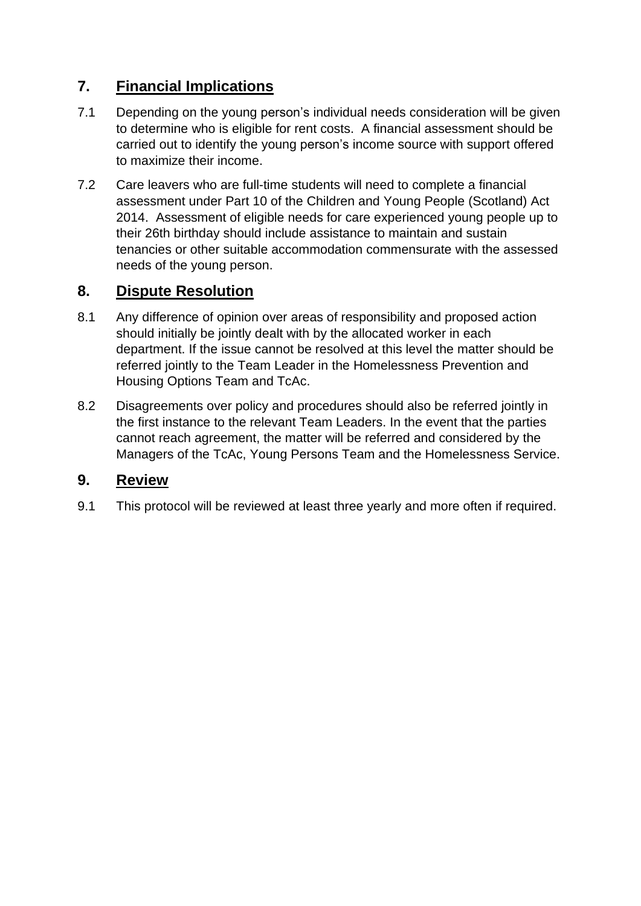## 7. Financial Implications

7.1 Depending on the young person's individual needs consideration will be given to determine who is eligible for rent costs. A financial assessment should be carried out to identify the young person's income source with support offered to maximize their income.

7.2 Care leavers who are full-time students will need to complete a financial assessment under Part 10 of the Children and Young People (Scotland) Act 2014. Assessment of eligible needs for care experienced young people up to their 26th birthday should include assistance to maintain and sustain tenancies or other suitable accommodation commensurate with the assessed needs of the young person.

## 8. Dispute Resolution

8.1 Any difference of opinion over areas of responsibility and proposed action should initially be jointly dealt with by the allocated worker in each department. If the issue cannot be resolved at this level the matter should be referred jointly to the Team Leader in the Homelessness Prevention and Housing Options Team and TcAc.

8.2 Disagreements over policy and procedures should also be referred jointly in the first instance to the relevant Team Leaders. In the event that the parties cannot reach agreement, the matter will be referred and considered by the Managers of the TcAc, Young Persons Team and the Homelessness Service.

## 9. Review

9.1 This protocol will be reviewed at least three yearly and more often if required.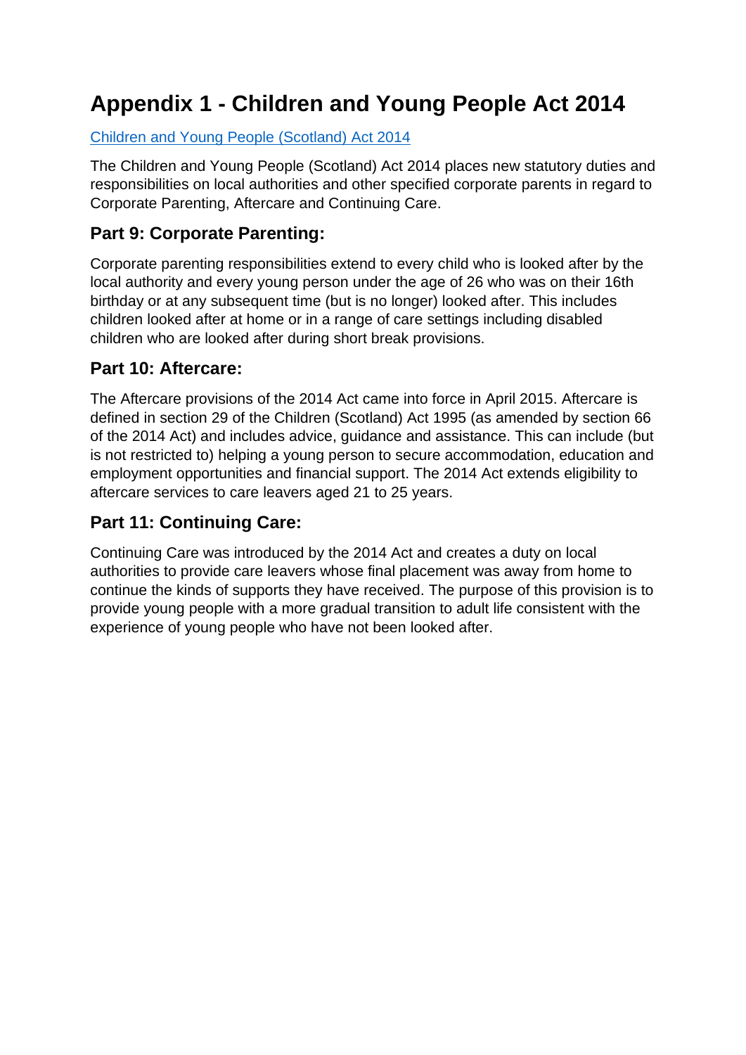# Appendix 1 - Children and Young People Act 2014

[Children and Young People (Scotland) Act 2014]

The Children and Young People (Scotland) Act 2014 places new statutory duties and responsibilities on local authorities and other specified corporate parents in regard to Corporate Parenting, Aftercare and Continuing Care.

## Part 9: Corporate Parenting:

Corporate parenting responsibilities extend to every child who is looked after by the local authority and every young person under the age of 26 who was on their 16th birthday or at any subsequent time (but is no longer) looked after. This includes children looked after at home or in a range of care settings including disabled children who are looked after during short break provisions.

## Part 10: Aftercare:

The Aftercare provisions of the 2014 Act came into force in April 2015. Aftercare is defined in section 29 of the Children (Scotland) Act 1995 (as amended by section 66 of the 2014 Act) and includes advice, guidance and assistance. This can include (but is not restricted to) helping a young person to secure accommodation, education and employment opportunities and financial support. The 2014 Act extends eligibility to aftercare services to care leavers aged 21 to 25 years.

## Part 11: Continuing Care:

Continuing Care was introduced by the 2014 Act and creates a duty on local authorities to provide care leavers whose final placement was away from home to continue the kinds of supports they have received. The purpose of this provision is to provide young people with a more gradual transition to adult life consistent with the experience of young people who have not been looked after.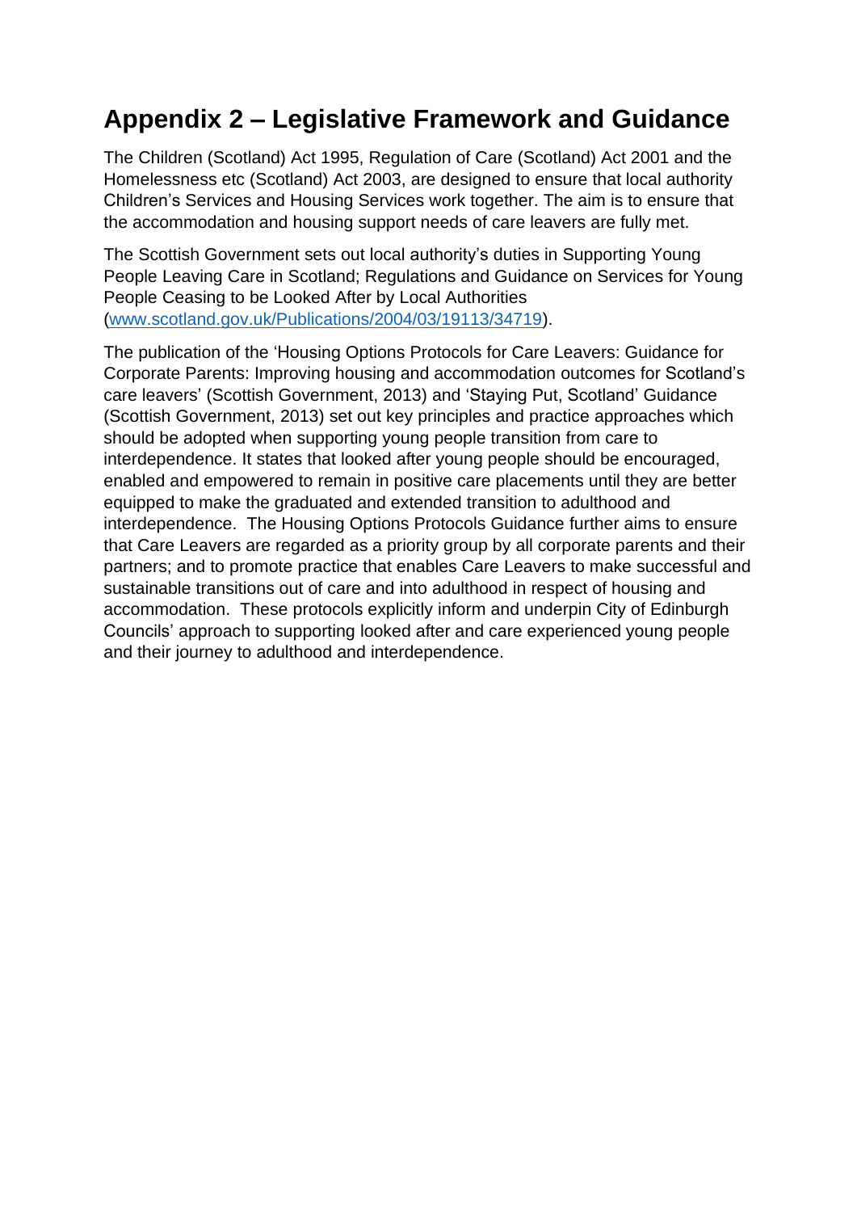## Appendix 2 – Legislative Framework and Guidance

The Children (Scotland) Act 1995, Regulation of Care (Scotland) Act 2001 and the Homelessness etc (Scotland) Act 2003, are designed to ensure that local authority Children's Services and Housing Services work together. The aim is to ensure that the accommodation and housing support needs of care leavers are fully met.

The Scottish Government sets out local authority's duties in Supporting Young People Leaving Care in Scotland; Regulations and Guidance on Services for Young People Ceasing to be Looked After by Local Authorities (www.scotland.gov.uk/Publications/2004/03/19113/34719).

The publication of the 'Housing Options Protocols for Care Leavers: Guidance for Corporate Parents: Improving housing and accommodation outcomes for Scotland's care leavers' (Scottish Government, 2013) and 'Staying Put, Scotland' Guidance (Scottish Government, 2013) set out key principles and practice approaches which should be adopted when supporting young people transition from care to interdependence. It states that looked after young people should be encouraged, enabled and empowered to remain in positive care placements until they are better equipped to make the graduated and extended transition to adulthood and interdependence. The Housing Options Protocols Guidance further aims to ensure that Care Leavers are regarded as a priority group by all corporate parents and their partners; and to promote practice that enables Care Leavers to make successful and sustainable transitions out of care and into adulthood in respect of housing and accommodation. These protocols explicitly inform and underpin City of Edinburgh Councils' approach to supporting looked after and care experienced young people and their journey to adulthood and interdependence.